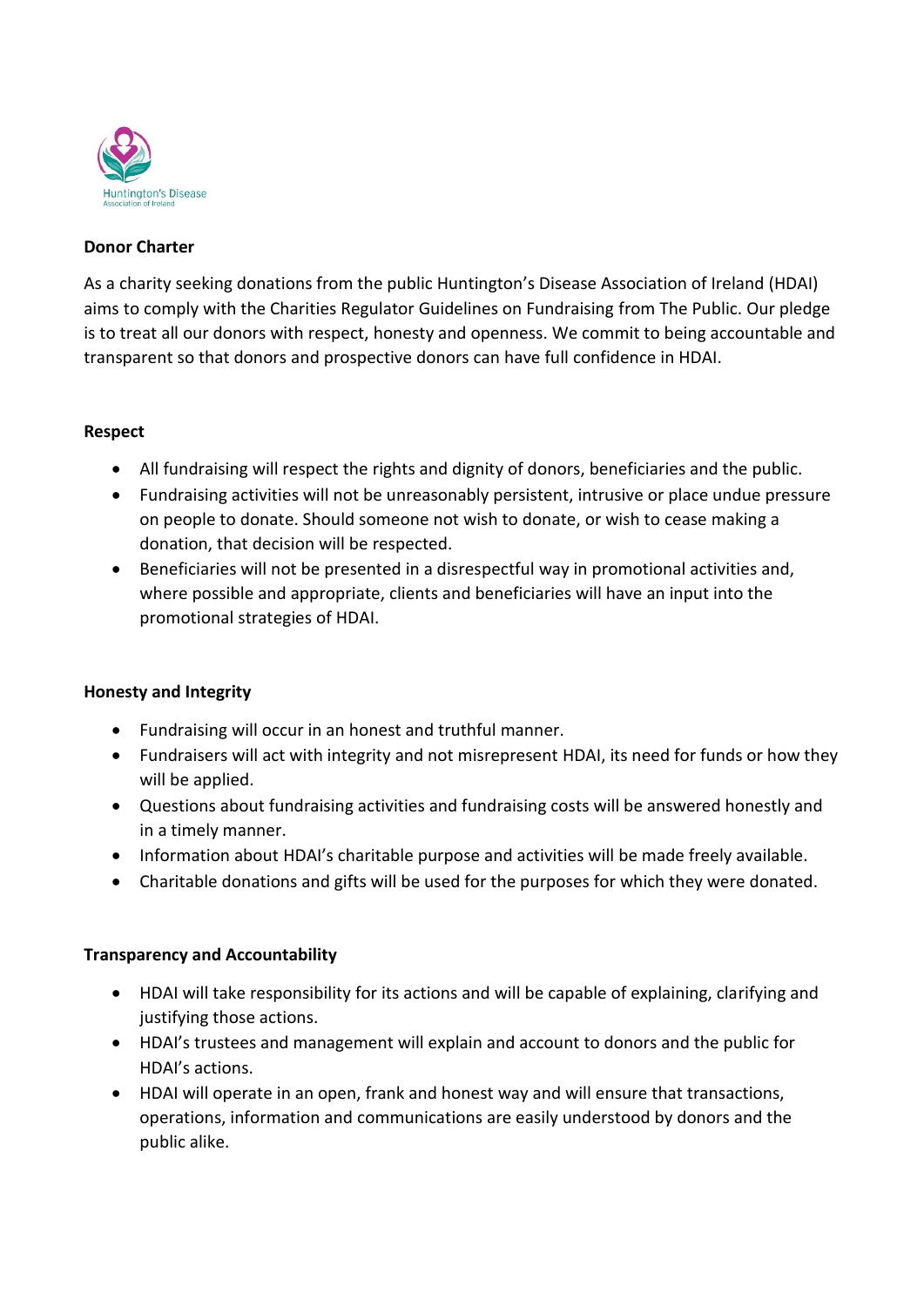## Donor Charter

As a charity seeking donations from the public Huntington's Disease Association of Ireland (HDAI) aims to comply with the Charities Regulator Guidelines on Fundraising from The Public. Our pledge is to treat all our donors with respect, honesty and openness. We commit to being accountable and transparent so that donors and prospective donors can have full confidence in HDAI.

### Respect

- All fundraising will respect the rights and dignity of donors, beneficiaries and the public.
- Fundraising activities will not be unreasonably persistent, intrusive or place undue pressure on people to donate. Should someone not wish to donate, or wish to cease making a donation, that decision will be respected.
- Beneficiaries will not be presented in a disrespectful way in promotional activities and, where possible and appropriate, clients and beneficiaries will have an input into the promotional strategies of HDAI.

### Honesty and Integrity

- Fundraising will occur in an honest and truthful manner.
- Fundraisers will act with integrity and not misrepresent HDAI, its need for funds or how they will be applied.
- Questions about fundraising activities and fundraising costs will be answered honestly and in a timely manner.
- Information about HDAI's charitable purpose and activities will be made freely available.
- Charitable donations and gifts will be used for the purposes for which they were donated.

### Transparency and Accountability

- HDAI will take responsibility for its actions and will be capable of explaining, clarifying and justifying those actions.
- HDAI's trustees and management will explain and account to donors and the public for HDAI's actions.
- HDAI will operate in an open, frank and honest way and will ensure that transactions, operations, information and communications are easily understood by donors and the public alike.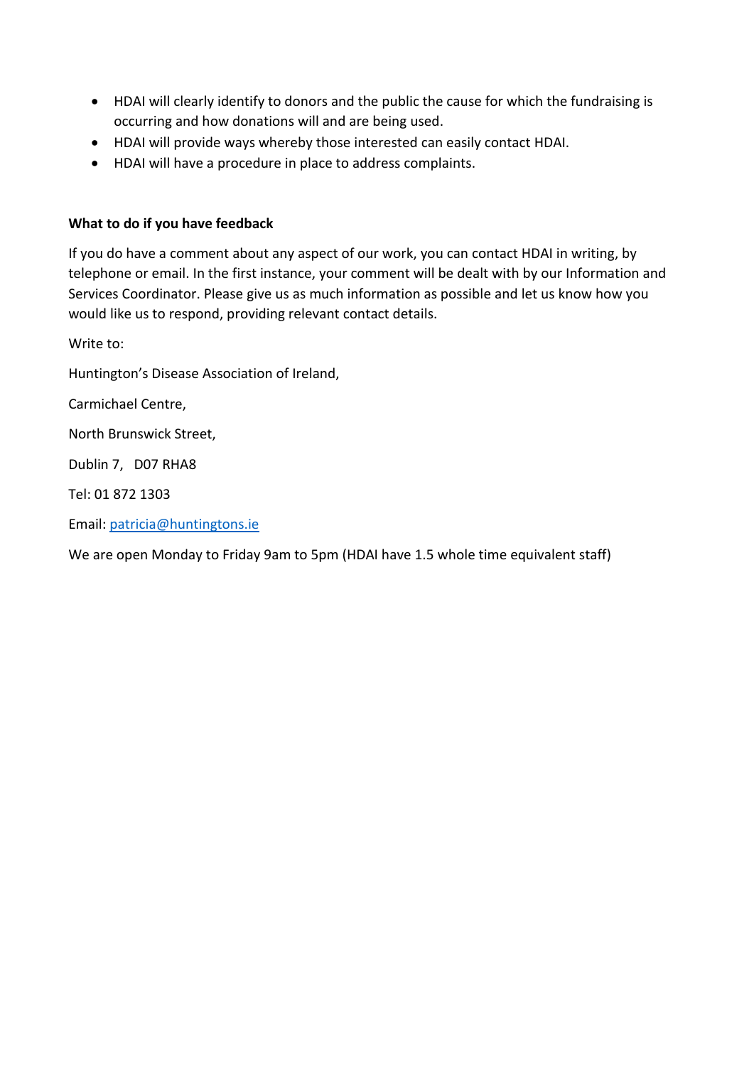- HDAI will clearly identify to donors and the public the cause for which the fundraising is occurring and how donations will and are being used.
- HDAI will provide ways whereby those interested can easily contact HDAI.
- HDAI will have a procedure in place to address complaints.

**What to do if you have feedback**

If you do have a comment about any aspect of our work, you can contact HDAI in writing, by telephone or email. In the first instance, your comment will be dealt with by our Information and Services Coordinator. Please give us as much information as possible and let us know how you would like us to respond, providing relevant contact details.

Write to:

Huntington's Disease Association of Ireland,

Carmichael Centre,

North Brunswick Street,

Dublin 7, D07 RHA8

Tel: 01 872 1303

Email: patricia@huntingtons.ie

We are open Monday to Friday 9am to 5pm (HDAI have 1.5 whole time equivalent staff)